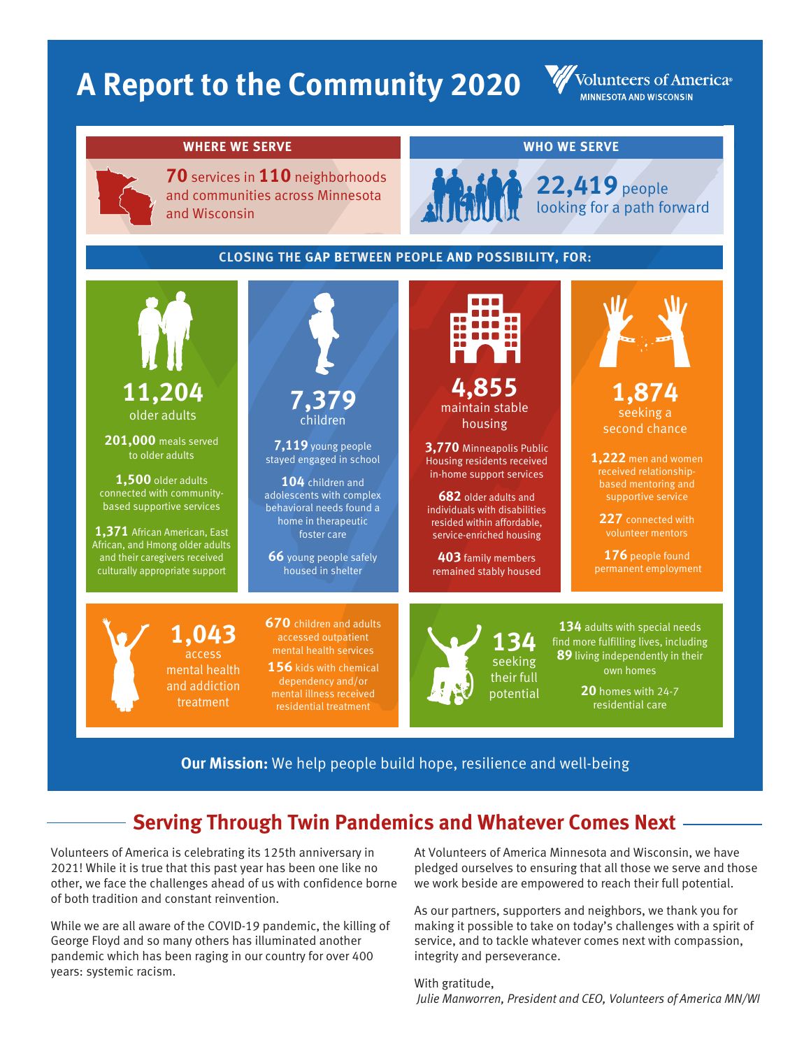# A Report to the Community 2020

Volunteers of America®
MINNESOTA AND WISCONSIN

## WHERE WE SERVE

**70** services in **110** neighborhoods and communities across Minnesota and Wisconsin

## WHO WE SERVE

**22,419** people looking for a path forward

## CLOSING THE GAP BETWEEN PEOPLE AND POSSIBILITY, FOR:

### 11,204 older adults

**201,000** meals served to older adults

**1,500** older adults connected with community-based supportive services

**1,371** African American, East African, and Hmong older adults and their caregivers received culturally appropriate support

### 7,379 children

**7,119** young people stayed engaged in school

**104** children and adolescents with complex behavioral needs found a home in therapeutic foster care

**66** young people safely housed in shelter

### 4,855 maintain stable housing

**3,770** Minneapolis Public Housing residents received in-home support services

**682** older adults and individuals with disabilities resided within affordable, service-enriched housing

**403** family members remained stably housed

### 1,874 seeking a second chance

**1,222** men and women received relationship-based mentoring and supportive service

**227** connected with volunteer mentors

**176** people found permanent employment

### 1,043 access mental health and addiction treatment

**670** children and adults accessed outpatient mental health services

**156** kids with chemical dependency and/or mental illness received residential treatment

### 134 seeking their full potential

**134** adults with special needs find more fulfilling lives, including **89** living independently in their own homes

**20** homes with 24-7 residential care

**Our Mission:** We help people build hope, resilience and well-being

## Serving Through Twin Pandemics and Whatever Comes Next

Volunteers of America is celebrating its 125th anniversary in 2021! While it is true that this past year has been one like no other, we face the challenges ahead of us with confidence borne of both tradition and constant reinvention.

While we are all aware of the COVID-19 pandemic, the killing of George Floyd and so many others has illuminated another pandemic which has been raging in our country for over 400 years: systemic racism.

At Volunteers of America Minnesota and Wisconsin, we have pledged ourselves to ensuring that all those we serve and those we work beside are empowered to reach their full potential.

As our partners, supporters and neighbors, we thank you for making it possible to take on today's challenges with a spirit of service, and to tackle whatever comes next with compassion, integrity and perseverance.

With gratitude,
*Julie Manworren, President and CEO, Volunteers of America MN/WI*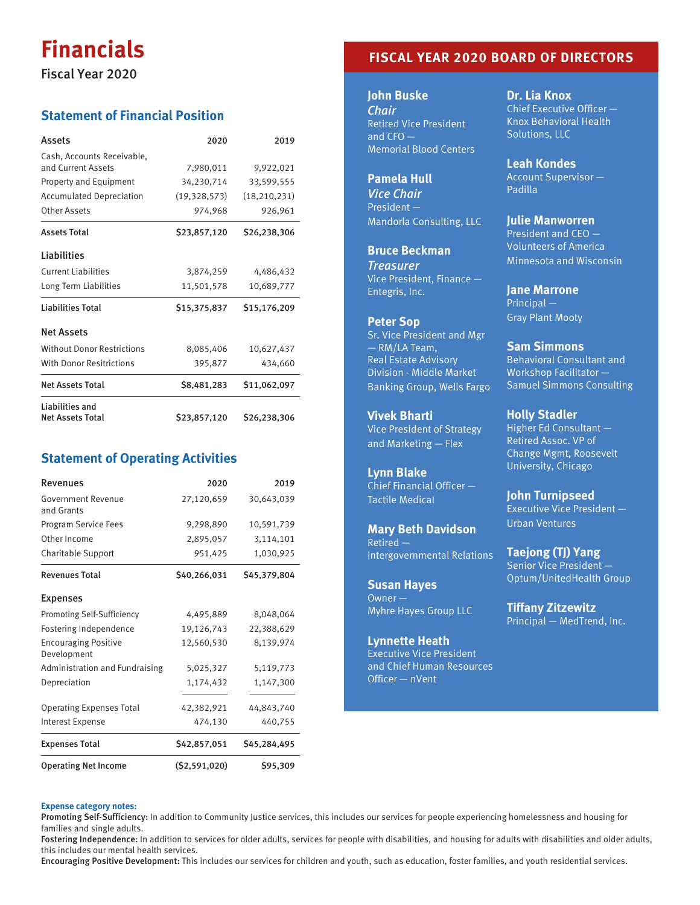# Financials

Fiscal Year 2020

## Statement of Financial Position

| Assets | 2020 | 2019 |
|---|---|---|
| Cash, Accounts Receivable, and Current Assets | 7,980,011 | 9,922,021 |
| Property and Equipment | 34,230,714 | 33,599,555 |
| Accumulated Depreciation | (19,328,573) | (18,210,231) |
| Other Assets | 974,968 | 926,961 |
| **Assets Total** | **$23,857,120** | **$26,238,306** |
| **Liabilities** | | |
| Current Liabilities | 3,874,259 | 4,486,432 |
| Long Term Liabilities | 11,501,578 | 10,689,777 |
| **Liabilities Total** | **$15,375,837** | **$15,176,209** |
| **Net Assets** | | |
| Without Donor Restrictions | 8,085,406 | 10,627,437 |
| With Donor Resitrictions | 395,877 | 434,660 |
| **Net Assets Total** | **$8,481,283** | **$11,062,097** |
| **Liabilities and Net Assets Total** | **$23,857,120** | **$26,238,306** |

## Statement of Operating Activities

| Revenues | 2020 | 2019 |
|---|---|---|
| Government Revenue and Grants | 27,120,659 | 30,643,039 |
| Program Service Fees | 9,298,890 | 10,591,739 |
| Other Income | 2,895,057 | 3,114,101 |
| Charitable Support | 951,425 | 1,030,925 |
| **Revenues Total** | **$40,266,031** | **$45,379,804** |
| **Expenses** | | |
| Promoting Self-Sufficiency | 4,495,889 | 8,048,064 |
| Fostering Independence | 19,126,743 | 22,388,629 |
| Encouraging Positive Development | 12,560,530 | 8,139,974 |
| Administration and Fundraising | 5,025,327 | 5,119,773 |
| Depreciation | 1,174,432 | 1,147,300 |
| Operating Expenses Total | 42,382,921 | 44,843,740 |
| Interest Expense | 474,130 | 440,755 |
| **Expenses Total** | **$42,857,051** | **$45,284,495** |
| **Operating Net Income** | **($2,591,020)** | **$95,309** |

## FISCAL YEAR 2020 BOARD OF DIRECTORS

**John Buske**
*Chair*
Retired Vice President and CFO — Memorial Blood Centers

**Pamela Hull**
*Vice Chair*
President — Mandorla Consulting, LLC

**Bruce Beckman**
*Treasurer*
Vice President, Finance — Entegris, Inc.

**Peter Sop**
Sr. Vice President and Mgr — RM/LA Team, Real Estate Advisory Division - Middle Market Banking Group, Wells Fargo

**Vivek Bharti**
Vice President of Strategy and Marketing — Flex

**Lynn Blake**
Chief Financial Officer — Tactile Medical

**Mary Beth Davidson**
Retired — Intergovernmental Relations

**Susan Hayes**
Owner — Myhre Hayes Group LLC

**Lynnette Heath**
Executive Vice President and Chief Human Resources Officer — nVent

**Dr. Lia Knox**
Chief Executive Officer — Knox Behavioral Health Solutions, LLC

**Leah Kondes**
Account Supervisor — Padilla

**Julie Manworren**
President and CEO — Volunteers of America Minnesota and Wisconsin

**Jane Marrone**
Principal — Gray Plant Mooty

**Sam Simmons**
Behavioral Consultant and Workshop Facilitator — Samuel Simmons Consulting

**Holly Stadler**
Higher Ed Consultant — Retired Assoc. VP of Change Mgmt, Roosevelt University, Chicago

**John Turnipseed**
Executive Vice President — Urban Ventures

**Taejong (TJ) Yang**
Senior Vice President — Optum/UnitedHealth Group

**Tiffany Zitzewitz**
Principal — MedTrend, Inc.

**Expense category notes:**

**Promoting Self-Sufficiency:** In addition to Community Justice services, this includes our services for people experiencing homelessness and housing for families and single adults.

**Fostering Independence:** In addition to services for older adults, services for people with disabilities, and housing for adults with disabilities and older adults, this includes our mental health services.

**Encouraging Positive Development:** This includes our services for children and youth, such as education, foster families, and youth residential services.